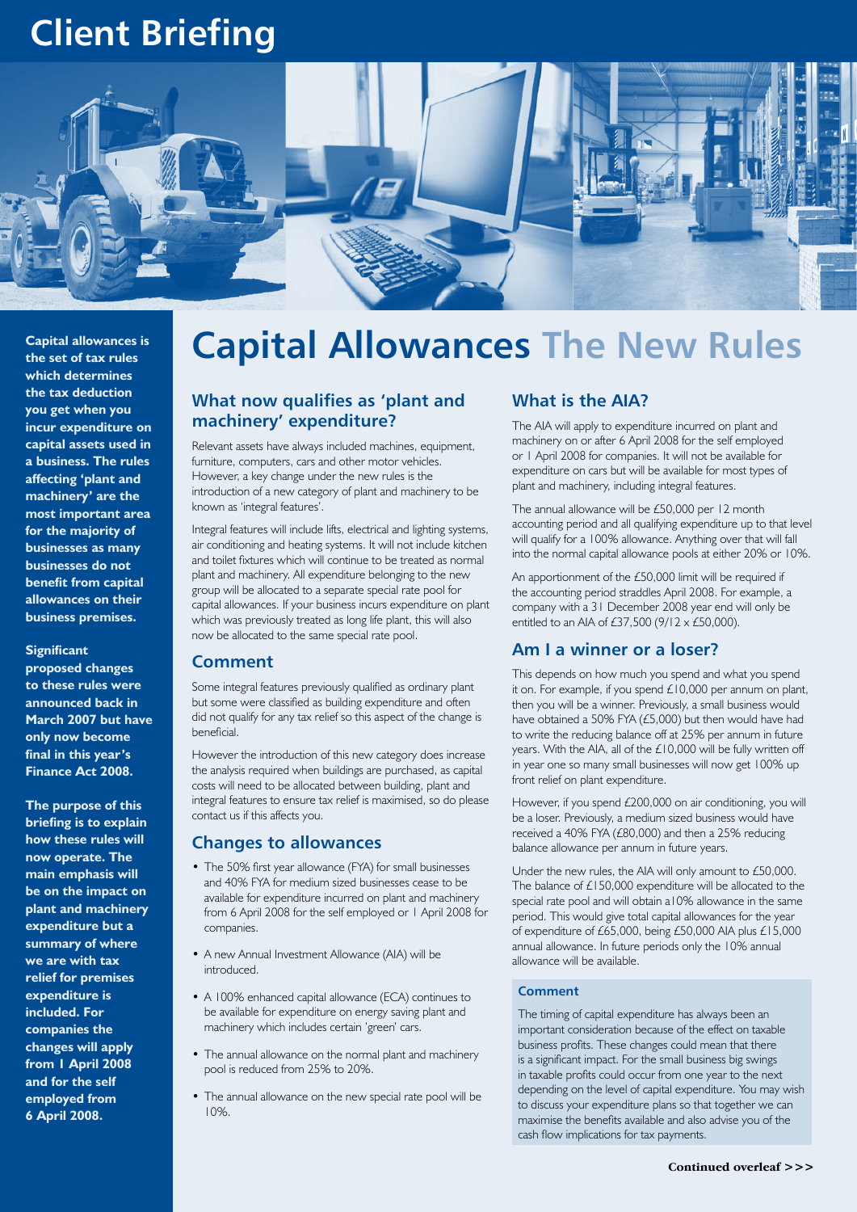# Client Briefing

# Capital Allowances The New Rules

**Capital allowances is the set of tax rules which determines the tax deduction you get when you incur expenditure on capital assets used in a business. The rules affecting 'plant and machinery' are the most important area for the majority of businesses as many businesses do not benefit from capital allowances on their business premises.**

**Significant proposed changes to these rules were announced back in March 2007 but have only now become final in this year's Finance Act 2008.**

**The purpose of this briefing is to explain how these rules will now operate. The main emphasis will be on the impact on plant and machinery expenditure but a summary of where we are with tax relief for premises expenditure is included. For companies the changes will apply from 1 April 2008 and for the self employed from 6 April 2008.**

## What now qualifies as 'plant and machinery' expenditure?

Relevant assets have always included machines, equipment, furniture, computers, cars and other motor vehicles. However, a key change under the new rules is the introduction of a new category of plant and machinery to be known as 'integral features'.

Integral features will include lifts, electrical and lighting systems, air conditioning and heating systems. It will not include kitchen and toilet fixtures which will continue to be treated as normal plant and machinery. All expenditure belonging to the new group will be allocated to a separate special rate pool for capital allowances. If your business incurs expenditure on plant which was previously treated as long life plant, this will also now be allocated to the same special rate pool.

## Comment

Some integral features previously qualified as ordinary plant but some were classified as building expenditure and often did not qualify for any tax relief so this aspect of the change is beneficial.

However the introduction of this new category does increase the analysis required when buildings are purchased, as capital costs will need to be allocated between building, plant and integral features to ensure tax relief is maximised, so do please contact us if this affects you.

## Changes to allowances

- The 50% first year allowance (FYA) for small businesses and 40% FYA for medium sized businesses cease to be available for expenditure incurred on plant and machinery from 6 April 2008 for the self employed or 1 April 2008 for companies.
- A new Annual Investment Allowance (AIA) will be introduced.
- A 100% enhanced capital allowance (ECA) continues to be available for expenditure on energy saving plant and machinery which includes certain 'green' cars.
- The annual allowance on the normal plant and machinery pool is reduced from 25% to 20%.
- The annual allowance on the new special rate pool will be 10%.

## What is the AIA?

The AIA will apply to expenditure incurred on plant and machinery on or after 6 April 2008 for the self employed or 1 April 2008 for companies. It will not be available for expenditure on cars but will be available for most types of plant and machinery, including integral features.

The annual allowance will be £50,000 per 12 month accounting period and all qualifying expenditure up to that level will qualify for a 100% allowance. Anything over that will fall into the normal capital allowance pools at either 20% or 10%.

An apportionment of the £50,000 limit will be required if the accounting period straddles April 2008. For example, a company with a 31 December 2008 year end will only be entitled to an AIA of £37,500 (9/12 x £50,000).

## Am I a winner or a loser?

This depends on how much you spend and what you spend it on. For example, if you spend £10,000 per annum on plant, then you will be a winner. Previously, a small business would have obtained a 50% FYA (£5,000) but then would have had to write the reducing balance off at 25% per annum in future years. With the AIA, all of the £10,000 will be fully written off in year one so many small businesses will now get 100% up front relief on plant expenditure.

However, if you spend £200,000 on air conditioning, you will be a loser. Previously, a medium sized business would have received a 40% FYA (£80,000) and then a 25% reducing balance allowance per annum in future years.

Under the new rules, the AIA will only amount to £50,000. The balance of £150,000 expenditure will be allocated to the special rate pool and will obtain a 10% allowance in the same period. This would give total capital allowances for the year of expenditure of £65,000, being £50,000 AIA plus £15,000 annual allowance. In future periods only the 10% annual allowance will be available.

### Comment

The timing of capital expenditure has always been an important consideration because of the effect on taxable business profits. These changes could mean that there is a significant impact. For the small business big swings in taxable profits could occur from one year to the next depending on the level of capital expenditure. You may wish to discuss your expenditure plans so that together we can maximise the benefits available and also advise you of the cash flow implications for tax payments.

**Continued overleaf >>>**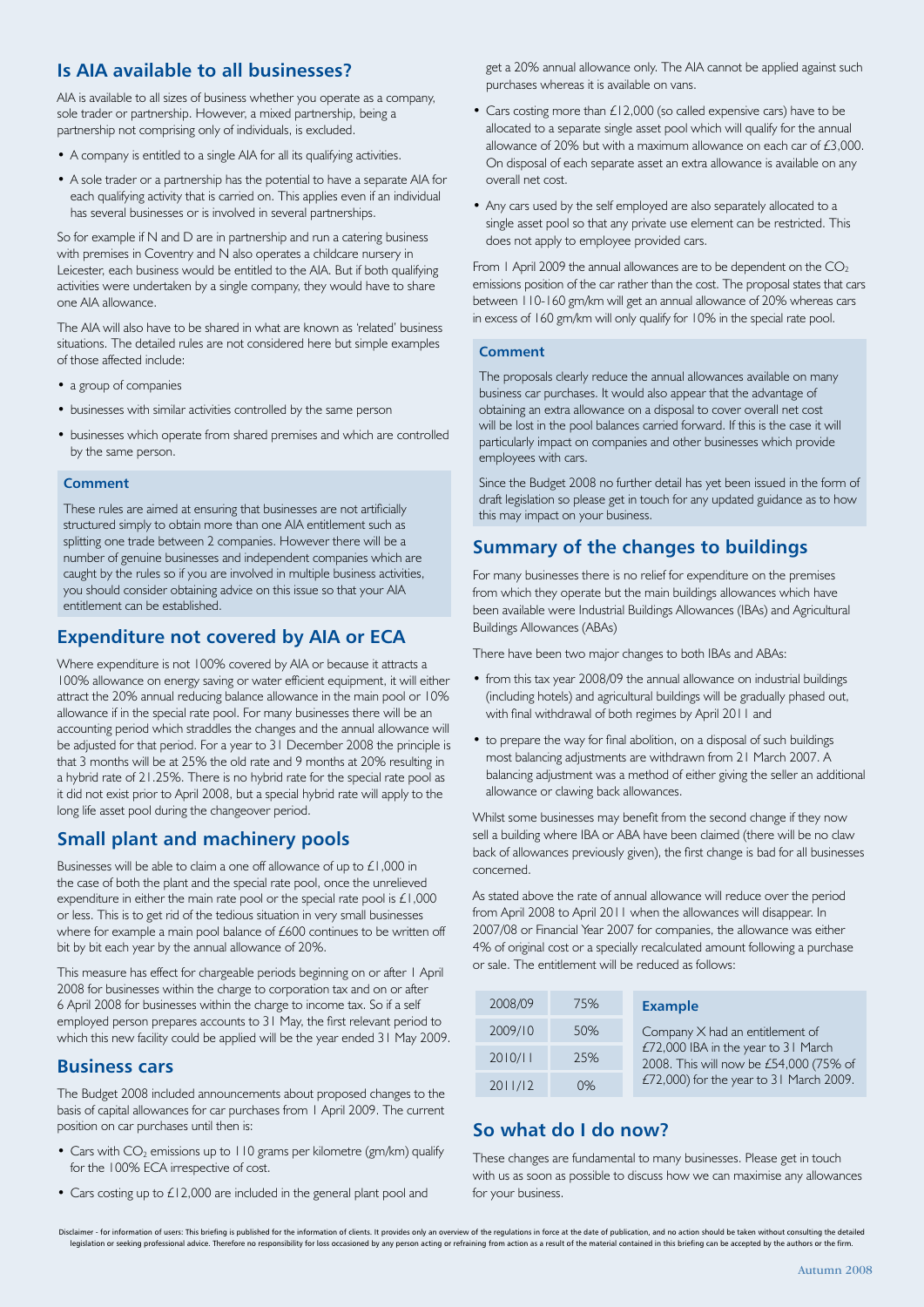## Is AIA available to all businesses?

AIA is available to all sizes of business whether you operate as a company, sole trader or partnership. However, a mixed partnership, being a partnership not comprising only of individuals, is excluded.

- A company is entitled to a single AIA for all its qualifying activities.
- A sole trader or a partnership has the potential to have a separate AIA for each qualifying activity that is carried on. This applies even if an individual has several businesses or is involved in several partnerships.

So for example if N and D are in partnership and run a catering business with premises in Coventry and N also operates a childcare nursery in Leicester, each business would be entitled to the AIA. But if both qualifying activities were undertaken by a single company, they would have to share one AIA allowance.

The AIA will also have to be shared in what are known as 'related' business situations. The detailed rules are not considered here but simple examples of those affected include:

- a group of companies
- businesses with similar activities controlled by the same person
- businesses which operate from shared premises and which are controlled by the same person.

### Comment

These rules are aimed at ensuring that businesses are not artificially structured simply to obtain more than one AIA entitlement such as splitting one trade between 2 companies. However there will be a number of genuine businesses and independent companies which are caught by the rules so if you are involved in multiple business activities, you should consider obtaining advice on this issue so that your AIA entitlement can be established.

## Expenditure not covered by AIA or ECA

Where expenditure is not 100% covered by AIA or because it attracts a 100% allowance on energy saving or water efficient equipment, it will either attract the 20% annual reducing balance allowance in the main pool or 10% allowance if in the special rate pool. For many businesses there will be an accounting period which straddles the changes and the annual allowance will be adjusted for that period. For a year to 31 December 2008 the principle is that 3 months will be at 25% the old rate and 9 months at 20% resulting in a hybrid rate of 21.25%. There is no hybrid rate for the special rate pool as it did not exist prior to April 2008, but a special hybrid rate will apply to the long life asset pool during the changeover period.

## Small plant and machinery pools

Businesses will be able to claim a one off allowance of up to £1,000 in the case of both the plant and the special rate pool, once the unrelieved expenditure in either the main rate pool or the special rate pool is £1,000 or less. This is to get rid of the tedious situation in very small businesses where for example a main pool balance of £600 continues to be written off bit by bit each year by the annual allowance of 20%.

This measure has effect for chargeable periods beginning on or after 1 April 2008 for businesses within the charge to corporation tax and on or after 6 April 2008 for businesses within the charge to income tax. So if a self employed person prepares accounts to 31 May, the first relevant period to which this new facility could be applied will be the year ended 31 May 2009.

## Business cars

The Budget 2008 included announcements about proposed changes to the basis of capital allowances for car purchases from 1 April 2009. The current position on car purchases until then is:

- Cars with $CO_2$ emissions up to 110 grams per kilometre (gm/km) qualify for the 100% ECA irrespective of cost.
- Cars costing up to £12,000 are included in the general plant pool and get a 20% annual allowance only. The AIA cannot be applied against such purchases whereas it is available on vans.
- Cars costing more than £12,000 (so called expensive cars) have to be allocated to a separate single asset pool which will qualify for the annual allowance of 20% but with a maximum allowance on each car of £3,000. On disposal of each separate asset an extra allowance is available on any overall net cost.
- Any cars used by the self employed are also separately allocated to a single asset pool so that any private use element can be restricted. This does not apply to employee provided cars.

From 1 April 2009 the annual allowances are to be dependent on the $CO_2$ emissions position of the car rather than the cost. The proposal states that cars between 110-160 gm/km will get an annual allowance of 20% whereas cars in excess of 160 gm/km will only qualify for 10% in the special rate pool.

### Comment

The proposals clearly reduce the annual allowances available on many business car purchases. It would also appear that the advantage of obtaining an extra allowance on a disposal to cover overall net cost will be lost in the pool balances carried forward. If this is the case it will particularly impact on companies and other businesses which provide employees with cars.

Since the Budget 2008 no further detail has yet been issued in the form of draft legislation so please get in touch for any updated guidance as to how this may impact on your business.

## Summary of the changes to buildings

For many businesses there is no relief for expenditure on the premises from which they operate but the main buildings allowances which have been available were Industrial Buildings Allowances (IBAs) and Agricultural Buildings Allowances (ABAs)

There have been two major changes to both IBAs and ABAs:

- from this tax year 2008/09 the annual allowance on industrial buildings (including hotels) and agricultural buildings will be gradually phased out, with final withdrawal of both regimes by April 2011 and
- to prepare the way for final abolition, on a disposal of such buildings most balancing adjustments are withdrawn from 21 March 2007. A balancing adjustment was a method of either giving the seller an additional allowance or clawing back allowances.

Whilst some businesses may benefit from the second change if they now sell a building where IBA or ABA have been claimed (there will be no claw back of allowances previously given), the first change is bad for all businesses concerned.

As stated above the rate of annual allowance will reduce over the period from April 2008 to April 2011 when the allowances will disappear. In 2007/08 or Financial Year 2007 for companies, the allowance was either 4% of original cost or a specially recalculated amount following a purchase or sale. The entitlement will be reduced as follows:

| | |
|---|---|
| 2008/09 | 75% |
| 2009/10 | 50% |
| 2010/11 | 25% |
| 2011/12 | 0% |

### Example

Company X had an entitlement of £72,000 IBA in the year to 31 March 2008. This will now be £54,000 (75% of £72,000) for the year to 31 March 2009.

## So what do I do now?

These changes are fundamental to many businesses. Please get in touch with us as soon as possible to discuss how we can maximise any allowances for your business.

Disclaimer - for information of users: This briefing is published for the information of clients. It provides only an overview of the regulations in force at the date of publication, and no action should be taken without consulting the detailed legislation or seeking professional advice. Therefore no responsibility for loss occasioned by any person acting or refraining from action as a result of the material contained in this briefing can be accepted by the authors or the firm.